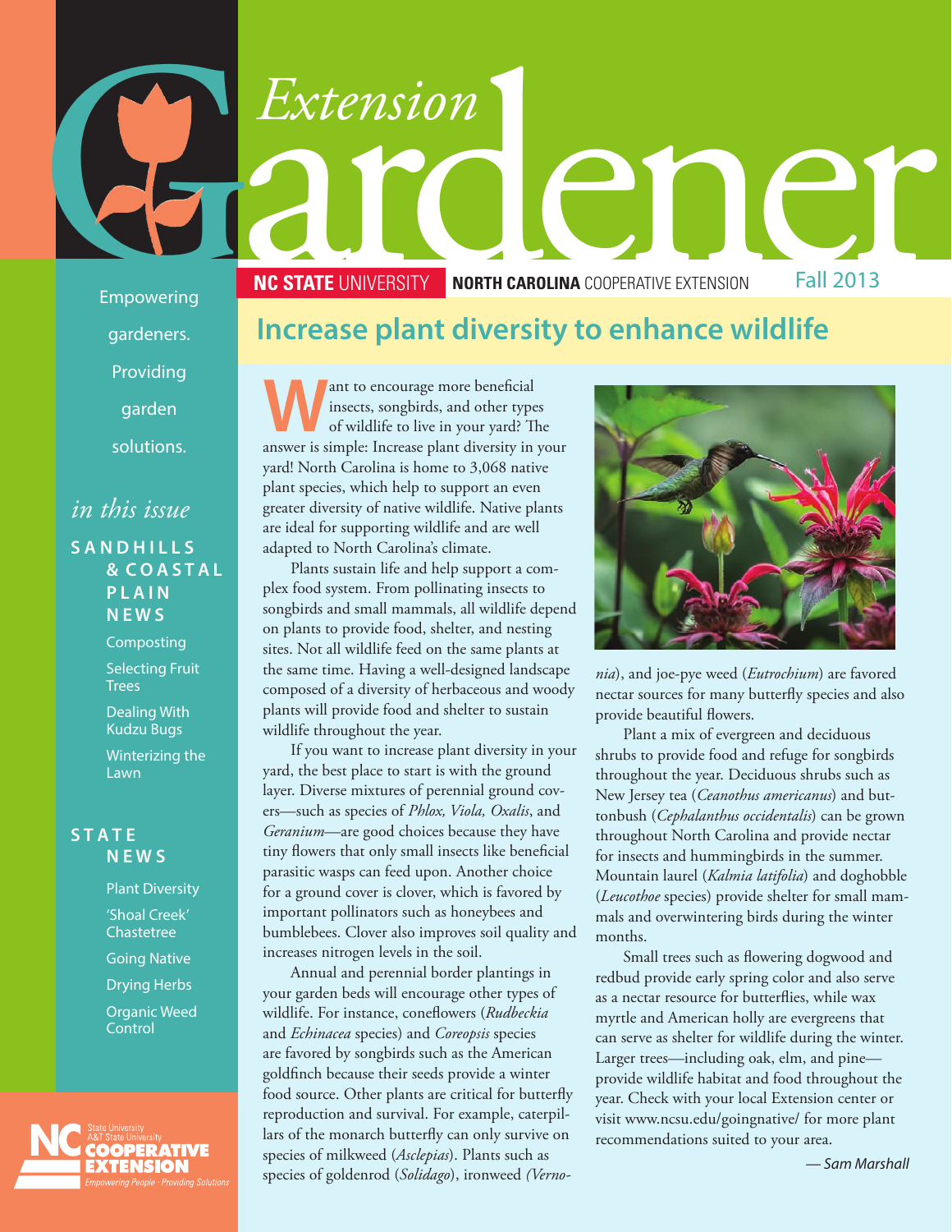# Extension Gardener

**NC STATE** UNIVERSITY **NORTH CAROLINA** COOPERATIVE EXTENSION Fall 2013

Empowering gardeners. Providing garden solutions.

*in this issue*

**SANDHILLS & COASTAL PLAIN NEWS**

- Composting
- Selecting Fruit Trees
- Dealing With Kudzu Bugs
- Winterizing the Lawn

**STATE NEWS**

- Plant Diversity
- 'Shoal Creek' Chastetree
- Going Native
- Drying Herbs
- Organic Weed Control

## Increase plant diversity to enhance wildlife

Want to encourage more beneficial insects, songbirds, and other types of wildlife to live in your yard? The answer is simple: Increase plant diversity in your yard! North Carolina is home to 3,068 native plant species, which help to support an even greater diversity of native wildlife. Native plants are ideal for supporting wildlife and are well adapted to North Carolina's climate.

Plants sustain life and help support a complex food system. From pollinating insects to songbirds and small mammals, all wildlife depend on plants to provide food, shelter, and nesting sites. Not all wildlife feed on the same plants at the same time. Having a well-designed landscape composed of a diversity of herbaceous and woody plants will provide food and shelter to sustain wildlife throughout the year.

If you want to increase plant diversity in your yard, the best place to start is with the ground layer. Diverse mixtures of perennial ground covers—such as species of *Phlox, Viola, Oxalis*, and *Geranium*—are good choices because they have tiny flowers that only small insects like beneficial parasitic wasps can feed upon. Another choice for a ground cover is clover, which is favored by important pollinators such as honeybees and bumblebees. Clover also improves soil quality and increases nitrogen levels in the soil.

Annual and perennial border plantings in your garden beds will encourage other types of wildlife. For instance, coneflowers (*Rudbeckia* and *Echinacea* species) and *Coreopsis* species are favored by songbirds such as the American goldfinch because their seeds provide a winter food source. Other plants are critical for butterfly reproduction and survival. For example, caterpillars of the monarch butterfly can only survive on species of milkweed (*Asclepias*). Plants such as species of goldenrod (*Solidago*), ironweed (*Vernonia*), and joe-pye weed (*Eutrochium*) are favored nectar sources for many butterfly species and also provide beautiful flowers.

Plant a mix of evergreen and deciduous shrubs to provide food and refuge for songbirds throughout the year. Deciduous shrubs such as New Jersey tea (*Ceanothus americanus*) and buttonbush (*Cephalanthus occidentalis*) can be grown throughout North Carolina and provide nectar for insects and hummingbirds in the summer. Mountain laurel (*Kalmia latifolia*) and doghobble (*Leucothoe* species) provide shelter for small mammals and overwintering birds during the winter months.

Small trees such as flowering dogwood and redbud provide early spring color and also serve as a nectar resource for butterflies, while wax myrtle and American holly are evergreens that can serve as shelter for wildlife during the winter. Larger trees—including oak, elm, and pine—provide wildlife habitat and food throughout the year. Check with your local Extension center or visit www.ncsu.edu/goingnative/ for more plant recommendations suited to your area.

*— Sam Marshall*

NC State University A&T State University COOPERATIVE EXTENSION
*Empowering People · Providing Solutions*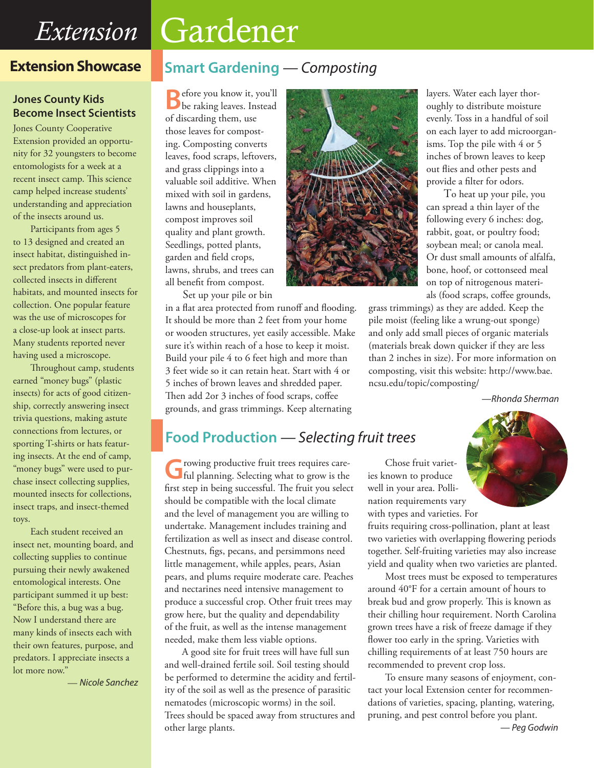# Extension Gardener

## Extension Showcase

### Jones County Kids Become Insect Scientists

Jones County Cooperative Extension provided an opportunity for 32 youngsters to become entomologists for a week at a recent insect camp. This science camp helped increase students' understanding and appreciation of the insects around us.

Participants from ages 5 to 13 designed and created an insect habitat, distinguished insect predators from plant-eaters, collected insects in different habitats, and mounted insects for collection. One popular feature was the use of microscopes for a close-up look at insect parts. Many students reported never having used a microscope.

Throughout camp, students earned "money bugs" (plastic insects) for acts of good citizenship, correctly answering insect trivia questions, making astute connections from lectures, or sporting T-shirts or hats featuring insects. At the end of camp, "money bugs" were used to purchase insect collecting supplies, mounted insects for collections, insect traps, and insect-themed toys.

Each student received an insect net, mounting board, and collecting supplies to continue pursuing their newly awakened entomological interests. One participant summed it up best: "Before this, a bug was a bug. Now I understand there are many kinds of insects each with their own features, purpose, and predators. I appreciate insects a lot more now."

*— Nicole Sanchez*

## Smart Gardening — *Composting*

Before you know it, you'll be raking leaves. Instead of discarding them, use those leaves for composting. Composting converts leaves, food scraps, leftovers, and grass clippings into a valuable soil additive. When mixed with soil in gardens, lawns and houseplants, compost improves soil quality and plant growth. Seedlings, potted plants, garden and field crops, lawns, shrubs, and trees can all benefit from compost.

Set up your pile or bin in a flat area protected from runoff and flooding. It should be more than 2 feet from your home or wooden structures, yet easily accessible. Make sure it's within reach of a hose to keep it moist. Build your pile 4 to 6 feet high and more than 3 feet wide so it can retain heat. Start with 4 or 5 inches of brown leaves and shredded paper. Then add 2or 3 inches of food scraps, coffee grounds, and grass trimmings. Keep alternating layers. Water each layer thoroughly to distribute moisture evenly. Toss in a handful of soil on each layer to add microorganisms. Top the pile with 4 or 5 inches of brown leaves to keep out flies and other pests and provide a filter for odors.

To heat up your pile, you can spread a thin layer of the following every 6 inches: dog, rabbit, goat, or poultry food; soybean meal; or canola meal. Or dust small amounts of alfalfa, bone, hoof, or cottonseed meal on top of nitrogenous materials (food scraps, coffee grounds, grass trimmings) as they are added. Keep the pile moist (feeling like a wrung-out sponge) and only add small pieces of organic materials (materials break down quicker if they are less than 2 inches in size). For more information on composting, visit this website: http://www.bae.ncsu.edu/topic/composting/

*—Rhonda Sherman*

## Food Production — *Selecting fruit trees*

Growing productive fruit trees requires careful planning. Selecting what to grow is the first step in being successful. The fruit you select should be compatible with the local climate and the level of management you are willing to undertake. Management includes training and fertilization as well as insect and disease control. Chestnuts, figs, pecans, and persimmons need little management, while apples, pears, Asian pears, and plums require moderate care. Peaches and nectarines need intensive management to produce a successful crop. Other fruit trees may grow here, but the quality and dependability of the fruit, as well as the intense management needed, make them less viable options.

A good site for fruit trees will have full sun and well-drained fertile soil. Soil testing should be performed to determine the acidity and fertility of the soil as well as the presence of parasitic nematodes (microscopic worms) in the soil. Trees should be spaced away from structures and other large plants.

Chose fruit varieties known to produce well in your area. Pollination requirements vary with types and varieties. For fruits requiring cross-pollination, plant at least two varieties with overlapping flowering periods together. Self-fruiting varieties may also increase yield and quality when two varieties are planted.

Most trees must be exposed to temperatures around 40°F for a certain amount of hours to break bud and grow properly. This is known as their chilling hour requirement. North Carolina grown trees have a risk of freeze damage if they flower too early in the spring. Varieties with chilling requirements of at least 750 hours are recommended to prevent crop loss.

To ensure many seasons of enjoyment, contact your local Extension center for recommendations of varieties, spacing, planting, watering, pruning, and pest control before you plant.

*— Peg Godwin*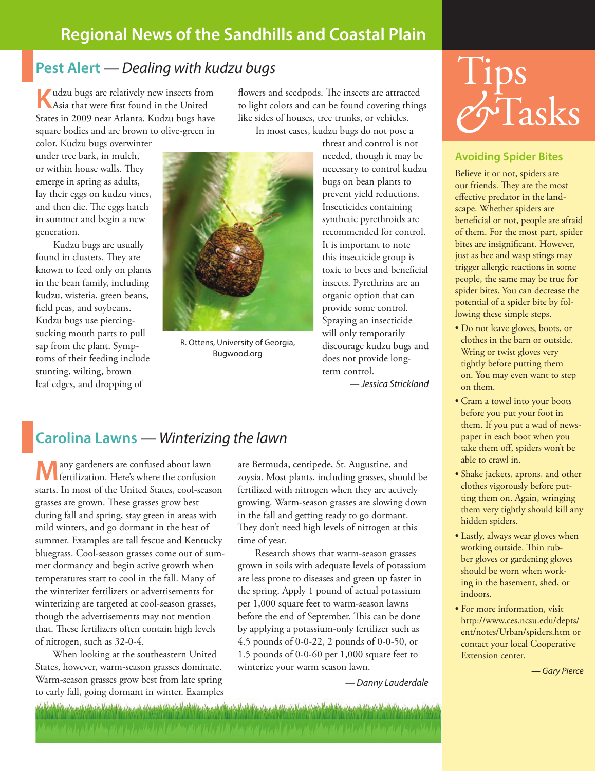## Regional News of the Sandhills and Coastal Plain

### Pest Alert — *Dealing with kudzu bugs*

Kudzu bugs are relatively new insects from Asia that were first found in the United States in 2009 near Atlanta. Kudzu bugs have square bodies and are brown to olive-green in color. Kudzu bugs overwinter under tree bark, in mulch, or within house walls. They emerge in spring as adults, lay their eggs on kudzu vines, and then die. The eggs hatch in summer and begin a new generation.

Kudzu bugs are usually found in clusters. They are known to feed only on plants in the bean family, including kudzu, wisteria, green beans, field peas, and soybeans. Kudzu bugs use piercing-sucking mouth parts to pull sap from the plant. Symptoms of their feeding include stunting, wilting, brown leaf edges, and dropping of flowers and seedpods. The insects are attracted to light colors and can be found covering things like sides of houses, tree trunks, or vehicles.

R. Ottens, University of Georgia, Bugwood.org

In most cases, kudzu bugs do not pose a threat and control is not needed, though it may be necessary to control kudzu bugs on bean plants to prevent yield reductions. Insecticides containing synthetic pyrethroids are recommended for control. It is important to note this insecticide group is toxic to bees and beneficial insects. Pyrethrins are an organic option that can provide some control. Spraying an insecticide will only temporarily discourage kudzu bugs and does not provide long-term control.

*— Jessica Strickland*

### Carolina Lawns — *Winterizing the lawn*

Many gardeners are confused about lawn fertilization. Here's where the confusion starts. In most of the United States, cool-season grasses are grown. These grasses grow best during fall and spring, stay green in areas with mild winters, and go dormant in the heat of summer. Examples are tall fescue and Kentucky bluegrass. Cool-season grasses come out of summer dormancy and begin active growth when temperatures start to cool in the fall. Many of the winterizer fertilizers or advertisements for winterizing are targeted at cool-season grasses, though the advertisements may not mention that. These fertilizers often contain high levels of nitrogen, such as 32-0-4.

When looking at the southeastern United States, however, warm-season grasses dominate. Warm-season grasses grow best from late spring to early fall, going dormant in winter. Examples are Bermuda, centipede, St. Augustine, and zoysia. Most plants, including grasses, should be fertilized with nitrogen when they are actively growing. Warm-season grasses are slowing down in the fall and getting ready to go dormant. They don't need high levels of nitrogen at this time of year.

Research shows that warm-season grasses grown in soils with adequate levels of potassium are less prone to diseases and green up faster in the spring. Apply 1 pound of actual potassium per 1,000 square feet to warm-season lawns before the end of September. This can be done by applying a potassium-only fertilizer such as 4.5 pounds of 0-0-22, 2 pounds of 0-0-50, or 1.5 pounds of 0-0-60 per 1,000 square feet to winterize your warm season lawn.

*— Danny Lauderdale*

## Tips & Tasks

### Avoiding Spider Bites

Believe it or not, spiders are our friends. They are the most effective predator in the landscape. Whether spiders are beneficial or not, people are afraid of them. For the most part, spider bites are insignificant. However, just as bee and wasp stings may trigger allergic reactions in some people, the same may be true for spider bites. You can decrease the potential of a spider bite by following these simple steps.

- Do not leave gloves, boots, or clothes in the barn or outside. Wring or twist gloves very tightly before putting them on. You may even want to step on them.
- Cram a towel into your boots before you put your foot in them. If you put a wad of newspaper in each boot when you take them off, spiders won't be able to crawl in.
- Shake jackets, aprons, and other clothes vigorously before putting them on. Again, wringing them very tightly should kill any hidden spiders.
- Lastly, always wear gloves when working outside. Thin rubber gloves or gardening gloves should be worn when working in the basement, shed, or indoors.
- For more information, visit http://www.ces.ncsu.edu/depts/ent/notes/Urban/spiders.htm or contact your local Cooperative Extension center.

*— Gary Pierce*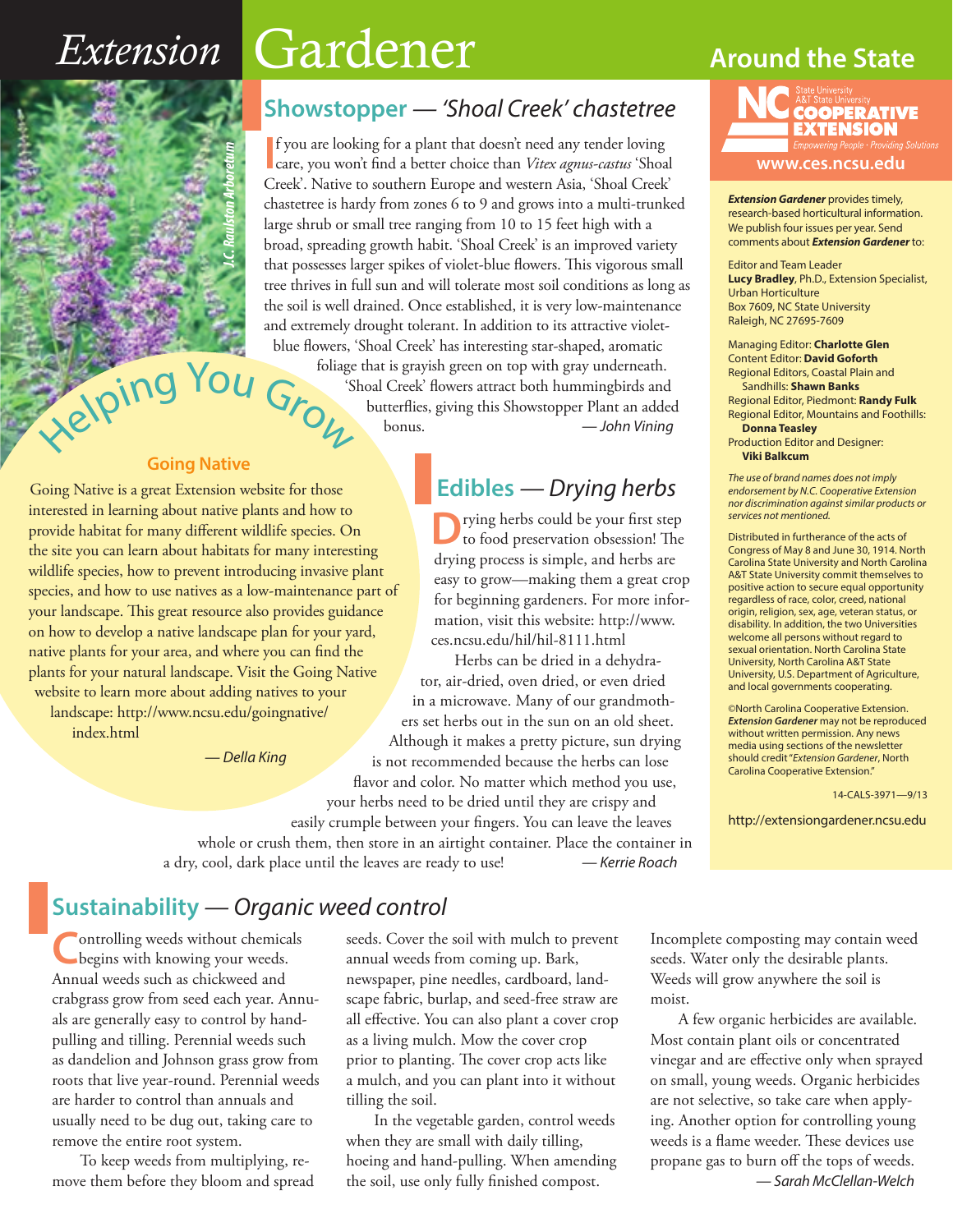# *Extension* Gardener

## Around the State

**NC State University / A&T State University COOPERATIVE EXTENSION**
*Empowering People · Providing Solutions*

**www.ces.ncsu.edu**

***Extension Gardener*** provides timely, research-based horticultural information. We publish four issues per year. Send comments about ***Extension Gardener*** to:

Editor and Team Leader
**Lucy Bradley**, Ph.D., Extension Specialist, Urban Horticulture
Box 7609, NC State University
Raleigh, NC 27695-7609

Managing Editor: **Charlotte Glen**
Content Editor: **David Goforth**
Regional Editors, Coastal Plain and Sandhills: **Shawn Banks**
Regional Editor, Piedmont: **Randy Fulk**
Regional Editor, Mountains and Foothills: **Donna Teasley**
Production Editor and Designer: **Viki Balkcum**

*The use of brand names does not imply endorsement by N.C. Cooperative Extension nor discrimination against similar products or services not mentioned.*

Distributed in furtherance of the acts of Congress of May 8 and June 30, 1914. North Carolina State University and North Carolina A&T State University commit themselves to positive action to secure equal opportunity regardless of race, color, creed, national origin, religion, sex, age, veteran status, or disability. In addition, the two Universities welcome all persons without regard to sexual orientation. North Carolina State University, North Carolina A&T State University, U.S. Department of Agriculture, and local governments cooperating.

©North Carolina Cooperative Extension. ***Extension Gardener*** may not be reproduced without written permission. Any news media using sections of the newsletter should credit "*Extension Gardener*, North Carolina Cooperative Extension."

14-CALS-3971—9/13

http://extensiongardener.ncsu.edu

J.C. Raulston Arboretum

## Showstopper — *'Shoal Creek' chastetree*

If you are looking for a plant that doesn't need any tender loving care, you won't find a better choice than *Vitex agnus-castus* 'Shoal Creek'. Native to southern Europe and western Asia, 'Shoal Creek' chastetree is hardy from zones 6 to 9 and grows into a multi-trunked large shrub or small tree ranging from 10 to 15 feet high with a broad, spreading growth habit. 'Shoal Creek' is an improved variety that possesses larger spikes of violet-blue flowers. This vigorous small tree thrives in full sun and will tolerate most soil conditions as long as the soil is well drained. Once established, it is very low-maintenance and extremely drought tolerant. In addition to its attractive violet-blue flowers, 'Shoal Creek' has interesting star-shaped, aromatic foliage that is grayish green on top with gray underneath. 'Shoal Creek' flowers attract both hummingbirds and butterflies, giving this Showstopper Plant an added bonus.

*— John Vining*

## Helping You Grow

### Going Native

Going Native is a great Extension website for those interested in learning about native plants and how to provide habitat for many different wildlife species. On the site you can learn about habitats for many interesting wildlife species, how to prevent introducing invasive plant species, and how to use natives as a low-maintenance part of your landscape. This great resource also provides guidance on how to develop a native landscape plan for your yard, native plants for your area, and where you can find the plants for your natural landscape. Visit the Going Native website to learn more about adding natives to your landscape: http://www.ncsu.edu/goingnative/index.html

*— Della King*

## Edibles — *Drying herbs*

Drying herbs could be your first step to food preservation obsession! The drying process is simple, and herbs are easy to grow—making them a great crop for beginning gardeners. For more information, visit this website: http://www.ces.ncsu.edu/hil/hil-8111.html

Herbs can be dried in a dehydrator, air-dried, oven dried, or even dried in a microwave. Many of our grandmothers set herbs out in the sun on an old sheet. Although it makes a pretty picture, sun drying is not recommended because the herbs can lose flavor and color. No matter which method you use, your herbs need to be dried until they are crispy and easily crumple between your fingers. You can leave the leaves whole or crush them, then store in an airtight container. Place the container in a dry, cool, dark place until the leaves are ready to use!

*— Kerrie Roach*

## Sustainability — *Organic weed control*

Controlling weeds without chemicals begins with knowing your weeds. Annual weeds such as chickweed and crabgrass grow from seed each year. Annuals are generally easy to control by hand-pulling and tilling. Perennial weeds such as dandelion and Johnson grass grow from roots that live year-round. Perennial weeds are harder to control than annuals and usually need to be dug out, taking care to remove the entire root system.

To keep weeds from multiplying, remove them before they bloom and spread seeds. Cover the soil with mulch to prevent annual weeds from coming up. Bark, newspaper, pine needles, cardboard, landscape fabric, burlap, and seed-free straw are all effective. You can also plant a cover crop as a living mulch. Mow the cover crop prior to planting. The cover crop acts like a mulch, and you can plant into it without tilling the soil.

In the vegetable garden, control weeds when they are small with daily tilling, hoeing and hand-pulling. When amending the soil, use only fully finished compost. Incomplete composting may contain weed seeds. Water only the desirable plants. Weeds will grow anywhere the soil is moist.

A few organic herbicides are available. Most contain plant oils or concentrated vinegar and are effective only when sprayed on small, young weeds. Organic herbicides are not selective, so take care when applying. Another option for controlling young weeds is a flame weeder. These devices use propane gas to burn off the tops of weeds.

*— Sarah McClellan-Welch*